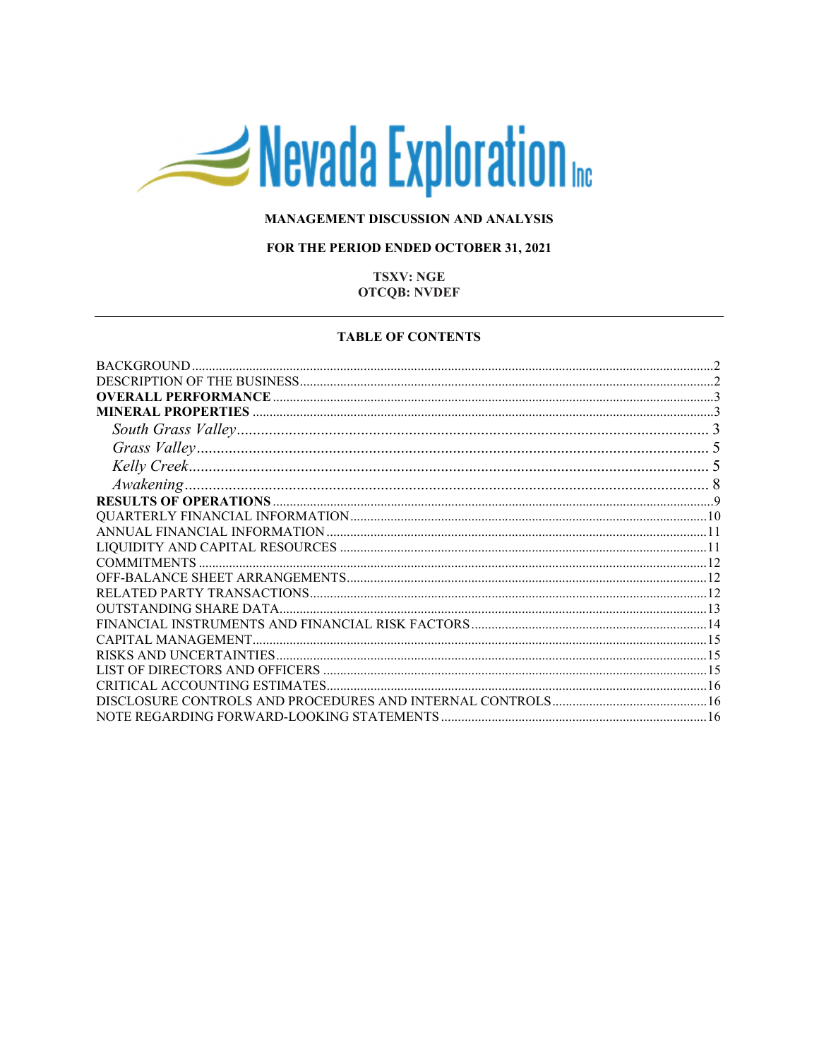# Nevada Exploration Inc

**MANAGEMENT DISCUSSION AND ANALYSIS**

**FOR THE PERIOD ENDED OCTOBER 31, 2021**

**TSXV: NGE**
**OTCQB: NVDEF**

---

**TABLE OF CONTENTS**

| | |
|---|---|
| BACKGROUND | 2 |
| DESCRIPTION OF THE BUSINESS | 2 |
| **OVERALL PERFORMANCE** | 3 |
| **MINERAL PROPERTIES** | 3 |
| *South Grass Valley* | 3 |
| *Grass Valley* | 5 |
| *Kelly Creek* | 5 |
| *Awakening* | 8 |
| **RESULTS OF OPERATIONS** | 9 |
| QUARTERLY FINANCIAL INFORMATION | 10 |
| ANNUAL FINANCIAL INFORMATION | 11 |
| LIQUIDITY AND CAPITAL RESOURCES | 11 |
| COMMITMENTS | 12 |
| OFF-BALANCE SHEET ARRANGEMENTS | 12 |
| RELATED PARTY TRANSACTIONS | 12 |
| OUTSTANDING SHARE DATA | 13 |
| FINANCIAL INSTRUMENTS AND FINANCIAL RISK FACTORS | 14 |
| CAPITAL MANAGEMENT | 15 |
| RISKS AND UNCERTAINTIES | 15 |
| LIST OF DIRECTORS AND OFFICERS | 15 |
| CRITICAL ACCOUNTING ESTIMATES | 16 |
| DISCLOSURE CONTROLS AND PROCEDURES AND INTERNAL CONTROLS | 16 |
| NOTE REGARDING FORWARD-LOOKING STATEMENTS | 16 |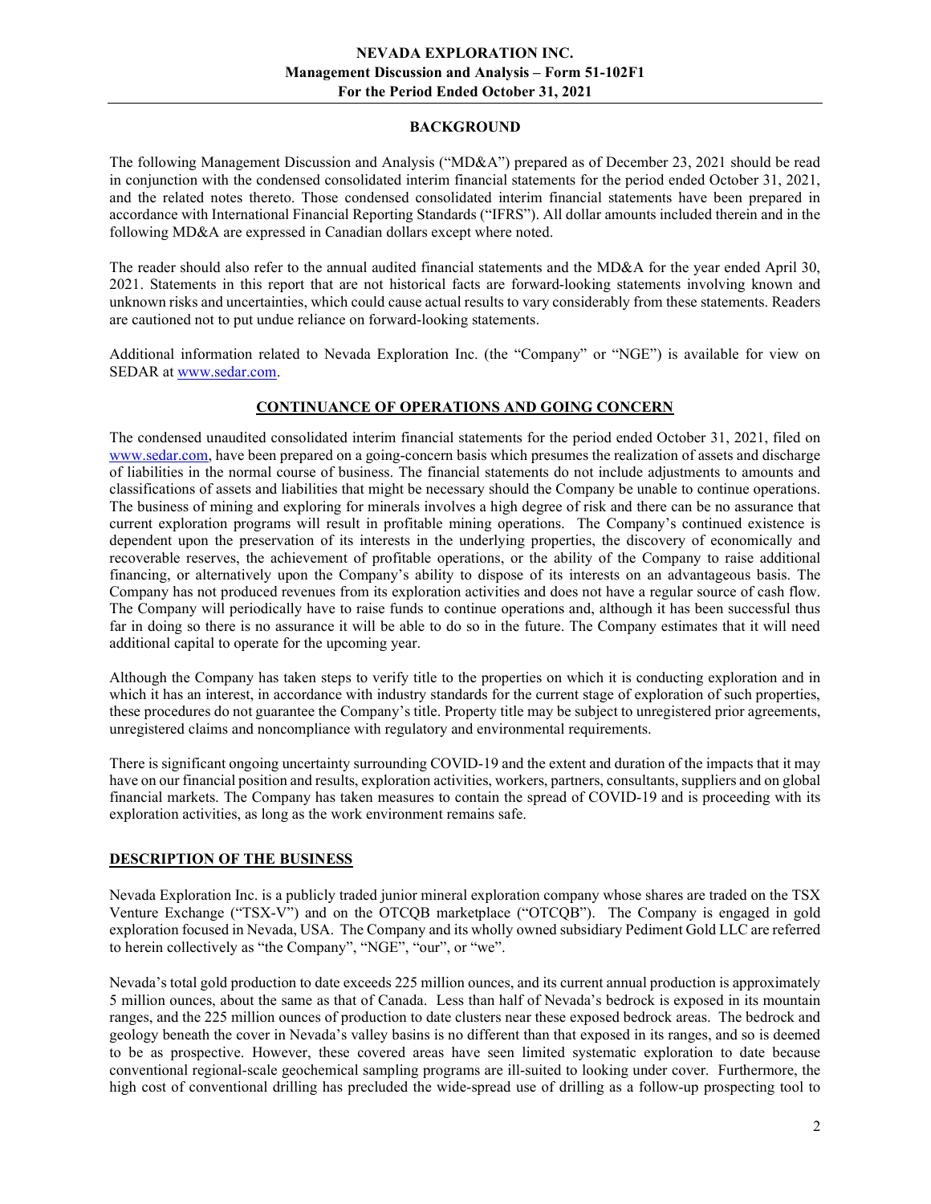## BACKGROUND

The following Management Discussion and Analysis ("MD&A") prepared as of December 23, 2021 should be read in conjunction with the condensed consolidated interim financial statements for the period ended October 31, 2021, and the related notes thereto. Those condensed consolidated interim financial statements have been prepared in accordance with International Financial Reporting Standards ("IFRS"). All dollar amounts included therein and in the following MD&A are expressed in Canadian dollars except where noted.

The reader should also refer to the annual audited financial statements and the MD&A for the year ended April 30, 2021. Statements in this report that are not historical facts are forward-looking statements involving known and unknown risks and uncertainties, which could cause actual results to vary considerably from these statements. Readers are cautioned not to put undue reliance on forward-looking statements.

Additional information related to Nevada Exploration Inc. (the "Company" or "NGE") is available for view on SEDAR at www.sedar.com.

## CONTINUANCE OF OPERATIONS AND GOING CONCERN

The condensed unaudited consolidated interim financial statements for the period ended October 31, 2021, filed on www.sedar.com, have been prepared on a going-concern basis which presumes the realization of assets and discharge of liabilities in the normal course of business. The financial statements do not include adjustments to amounts and classifications of assets and liabilities that might be necessary should the Company be unable to continue operations. The business of mining and exploring for minerals involves a high degree of risk and there can be no assurance that current exploration programs will result in profitable mining operations. The Company's continued existence is dependent upon the preservation of its interests in the underlying properties, the discovery of economically and recoverable reserves, the achievement of profitable operations, or the ability of the Company to raise additional financing, or alternatively upon the Company's ability to dispose of its interests on an advantageous basis. The Company has not produced revenues from its exploration activities and does not have a regular source of cash flow. The Company will periodically have to raise funds to continue operations and, although it has been successful thus far in doing so there is no assurance it will be able to do so in the future. The Company estimates that it will need additional capital to operate for the upcoming year.

Although the Company has taken steps to verify title to the properties on which it is conducting exploration and in which it has an interest, in accordance with industry standards for the current stage of exploration of such properties, these procedures do not guarantee the Company's title. Property title may be subject to unregistered prior agreements, unregistered claims and noncompliance with regulatory and environmental requirements.

There is significant ongoing uncertainty surrounding COVID-19 and the extent and duration of the impacts that it may have on our financial position and results, exploration activities, workers, partners, consultants, suppliers and on global financial markets. The Company has taken measures to contain the spread of COVID-19 and is proceeding with its exploration activities, as long as the work environment remains safe.

## DESCRIPTION OF THE BUSINESS

Nevada Exploration Inc. is a publicly traded junior mineral exploration company whose shares are traded on the TSX Venture Exchange ("TSX-V") and on the OTCQB marketplace ("OTCQB"). The Company is engaged in gold exploration focused in Nevada, USA. The Company and its wholly owned subsidiary Pediment Gold LLC are referred to herein collectively as "the Company", "NGE", "our", or "we".

Nevada's total gold production to date exceeds 225 million ounces, and its current annual production is approximately 5 million ounces, about the same as that of Canada. Less than half of Nevada's bedrock is exposed in its mountain ranges, and the 225 million ounces of production to date clusters near these exposed bedrock areas. The bedrock and geology beneath the cover in Nevada's valley basins is no different than that exposed in its ranges, and so is deemed to be as prospective. However, these covered areas have seen limited systematic exploration to date because conventional regional-scale geochemical sampling programs are ill-suited to looking under cover. Furthermore, the high cost of conventional drilling has precluded the wide-spread use of drilling as a follow-up prospecting tool to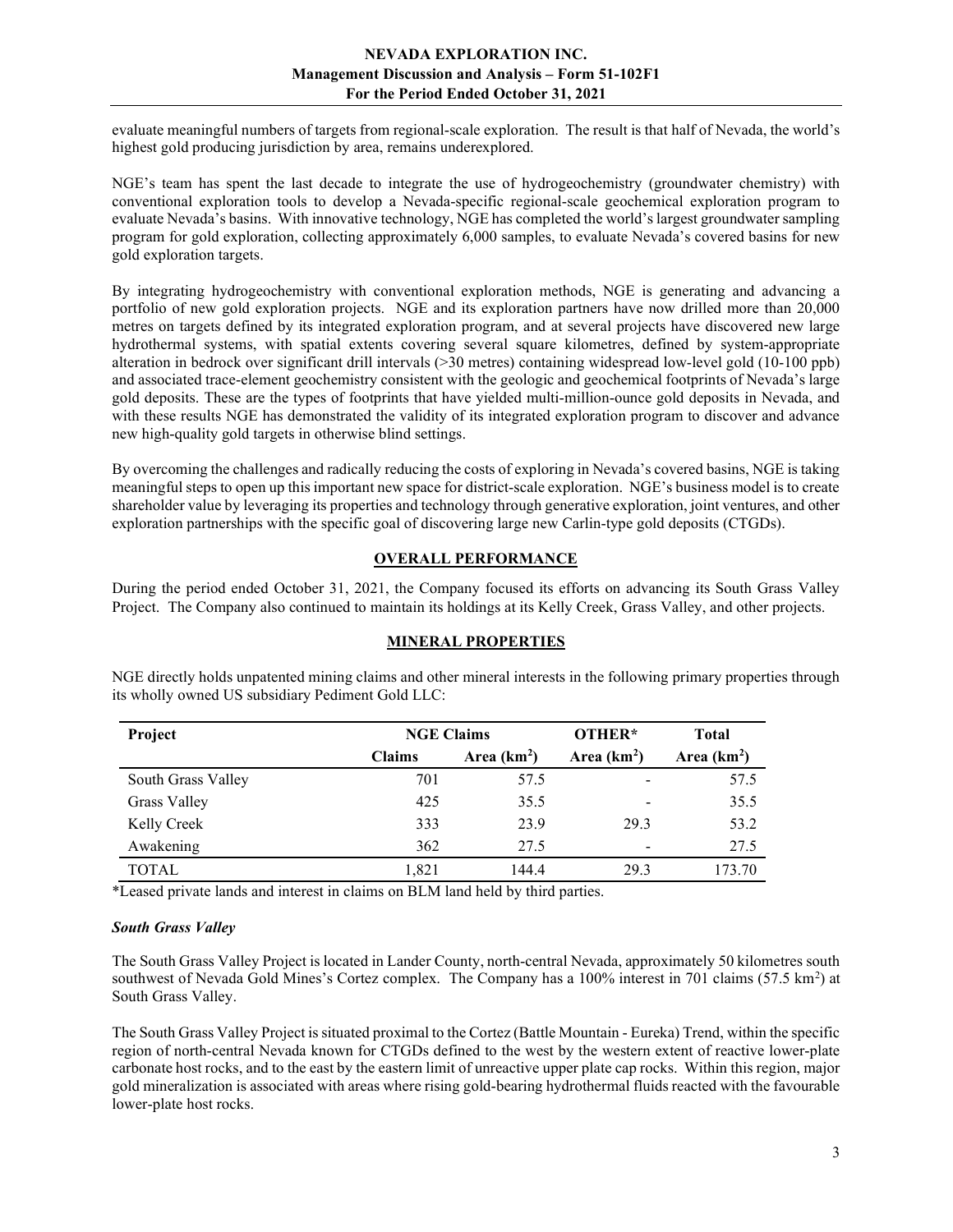evaluate meaningful numbers of targets from regional-scale exploration. The result is that half of Nevada, the world's highest gold producing jurisdiction by area, remains underexplored.

NGE's team has spent the last decade to integrate the use of hydrogeochemistry (groundwater chemistry) with conventional exploration tools to develop a Nevada-specific regional-scale geochemical exploration program to evaluate Nevada's basins. With innovative technology, NGE has completed the world's largest groundwater sampling program for gold exploration, collecting approximately 6,000 samples, to evaluate Nevada's covered basins for new gold exploration targets.

By integrating hydrogeochemistry with conventional exploration methods, NGE is generating and advancing a portfolio of new gold exploration projects. NGE and its exploration partners have now drilled more than 20,000 metres on targets defined by its integrated exploration program, and at several projects have discovered new large hydrothermal systems, with spatial extents covering several square kilometres, defined by system-appropriate alteration in bedrock over significant drill intervals (>30 metres) containing widespread low-level gold (10-100 ppb) and associated trace-element geochemistry consistent with the geologic and geochemical footprints of Nevada's large gold deposits. These are the types of footprints that have yielded multi-million-ounce gold deposits in Nevada, and with these results NGE has demonstrated the validity of its integrated exploration program to discover and advance new high-quality gold targets in otherwise blind settings.

By overcoming the challenges and radically reducing the costs of exploring in Nevada's covered basins, NGE is taking meaningful steps to open up this important new space for district-scale exploration. NGE's business model is to create shareholder value by leveraging its properties and technology through generative exploration, joint ventures, and other exploration partnerships with the specific goal of discovering large new Carlin-type gold deposits (CTGDs).

## OVERALL PERFORMANCE

During the period ended October 31, 2021, the Company focused its efforts on advancing its South Grass Valley Project. The Company also continued to maintain its holdings at its Kelly Creek, Grass Valley, and other projects.

## MINERAL PROPERTIES

NGE directly holds unpatented mining claims and other mineral interests in the following primary properties through its wholly owned US subsidiary Pediment Gold LLC:

| Project | NGE Claims | | OTHER* | Total |
|---|---|---|---|---|
| | Claims | Area (km$^2$) | Area (km$^2$) | Area (km$^2$) |
| South Grass Valley | 701 | 57.5 | - | 57.5 |
| Grass Valley | 425 | 35.5 | - | 35.5 |
| Kelly Creek | 333 | 23.9 | 29.3 | 53.2 |
| Awakening | 362 | 27.5 | - | 27.5 |
| TOTAL | 1,821 | 144.4 | 29.3 | 173.70 |

*Leased private lands and interest in claims on BLM land held by third parties.

### *South Grass Valley*

The South Grass Valley Project is located in Lander County, north-central Nevada, approximately 50 kilometres south southwest of Nevada Gold Mines's Cortez complex. The Company has a 100% interest in 701 claims (57.5 km$^2$) at South Grass Valley.

The South Grass Valley Project is situated proximal to the Cortez (Battle Mountain - Eureka) Trend, within the specific region of north-central Nevada known for CTGDs defined to the west by the western extent of reactive lower-plate carbonate host rocks, and to the east by the eastern limit of unreactive upper plate cap rocks. Within this region, major gold mineralization is associated with areas where rising gold-bearing hydrothermal fluids reacted with the favourable lower-plate host rocks.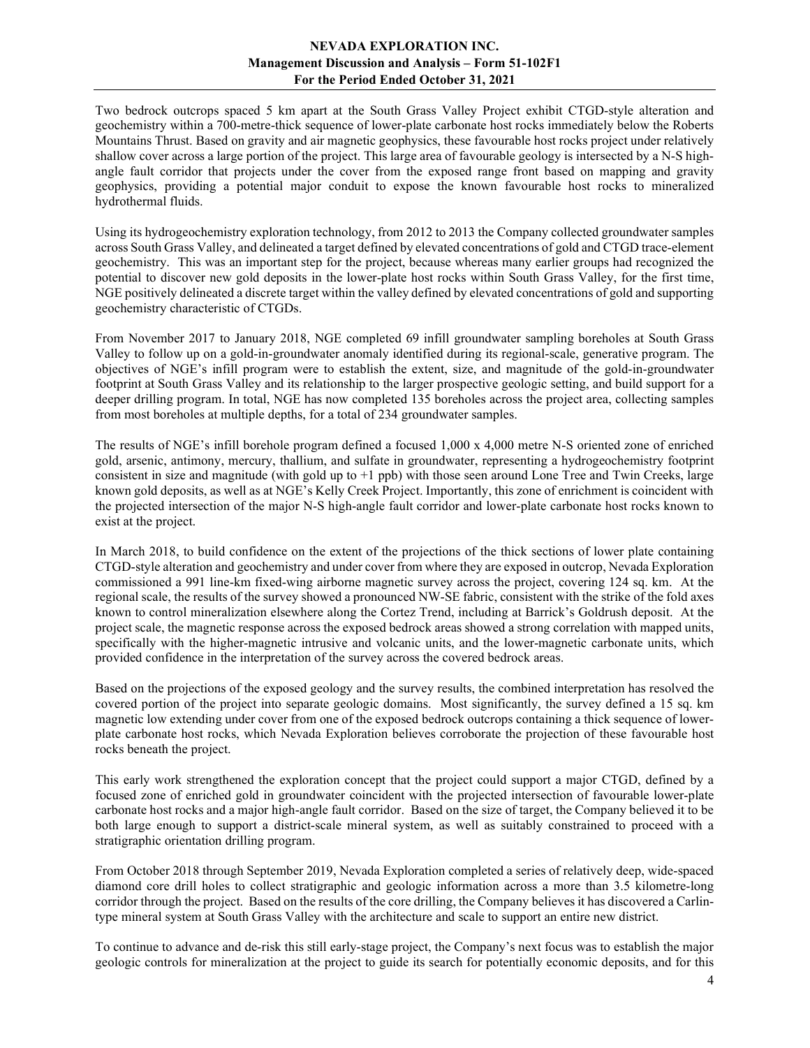Two bedrock outcrops spaced 5 km apart at the South Grass Valley Project exhibit CTGD-style alteration and geochemistry within a 700-metre-thick sequence of lower-plate carbonate host rocks immediately below the Roberts Mountains Thrust. Based on gravity and air magnetic geophysics, these favourable host rocks project under relatively shallow cover across a large portion of the project. This large area of favourable geology is intersected by a N-S high-angle fault corridor that projects under the cover from the exposed range front based on mapping and gravity geophysics, providing a potential major conduit to expose the known favourable host rocks to mineralized hydrothermal fluids.

Using its hydrogeochemistry exploration technology, from 2012 to 2013 the Company collected groundwater samples across South Grass Valley, and delineated a target defined by elevated concentrations of gold and CTGD trace-element geochemistry. This was an important step for the project, because whereas many earlier groups had recognized the potential to discover new gold deposits in the lower-plate host rocks within South Grass Valley, for the first time, NGE positively delineated a discrete target within the valley defined by elevated concentrations of gold and supporting geochemistry characteristic of CTGDs.

From November 2017 to January 2018, NGE completed 69 infill groundwater sampling boreholes at South Grass Valley to follow up on a gold-in-groundwater anomaly identified during its regional-scale, generative program. The objectives of NGE's infill program were to establish the extent, size, and magnitude of the gold-in-groundwater footprint at South Grass Valley and its relationship to the larger prospective geologic setting, and build support for a deeper drilling program. In total, NGE has now completed 135 boreholes across the project area, collecting samples from most boreholes at multiple depths, for a total of 234 groundwater samples.

The results of NGE's infill borehole program defined a focused 1,000 x 4,000 metre N-S oriented zone of enriched gold, arsenic, antimony, mercury, thallium, and sulfate in groundwater, representing a hydrogeochemistry footprint consistent in size and magnitude (with gold up to +1 ppb) with those seen around Lone Tree and Twin Creeks, large known gold deposits, as well as at NGE's Kelly Creek Project. Importantly, this zone of enrichment is coincident with the projected intersection of the major N-S high-angle fault corridor and lower-plate carbonate host rocks known to exist at the project.

In March 2018, to build confidence on the extent of the projections of the thick sections of lower plate containing CTGD-style alteration and geochemistry and under cover from where they are exposed in outcrop, Nevada Exploration commissioned a 991 line-km fixed-wing airborne magnetic survey across the project, covering 124 sq. km. At the regional scale, the results of the survey showed a pronounced NW-SE fabric, consistent with the strike of the fold axes known to control mineralization elsewhere along the Cortez Trend, including at Barrick's Goldrush deposit. At the project scale, the magnetic response across the exposed bedrock areas showed a strong correlation with mapped units, specifically with the higher-magnetic intrusive and volcanic units, and the lower-magnetic carbonate units, which provided confidence in the interpretation of the survey across the covered bedrock areas.

Based on the projections of the exposed geology and the survey results, the combined interpretation has resolved the covered portion of the project into separate geologic domains. Most significantly, the survey defined a 15 sq. km magnetic low extending under cover from one of the exposed bedrock outcrops containing a thick sequence of lower-plate carbonate host rocks, which Nevada Exploration believes corroborate the projection of these favourable host rocks beneath the project.

This early work strengthened the exploration concept that the project could support a major CTGD, defined by a focused zone of enriched gold in groundwater coincident with the projected intersection of favourable lower-plate carbonate host rocks and a major high-angle fault corridor. Based on the size of target, the Company believed it to be both large enough to support a district-scale mineral system, as well as suitably constrained to proceed with a stratigraphic orientation drilling program.

From October 2018 through September 2019, Nevada Exploration completed a series of relatively deep, wide-spaced diamond core drill holes to collect stratigraphic and geologic information across a more than 3.5 kilometre-long corridor through the project. Based on the results of the core drilling, the Company believes it has discovered a Carlin-type mineral system at South Grass Valley with the architecture and scale to support an entire new district.

To continue to advance and de-risk this still early-stage project, the Company's next focus was to establish the major geologic controls for mineralization at the project to guide its search for potentially economic deposits, and for this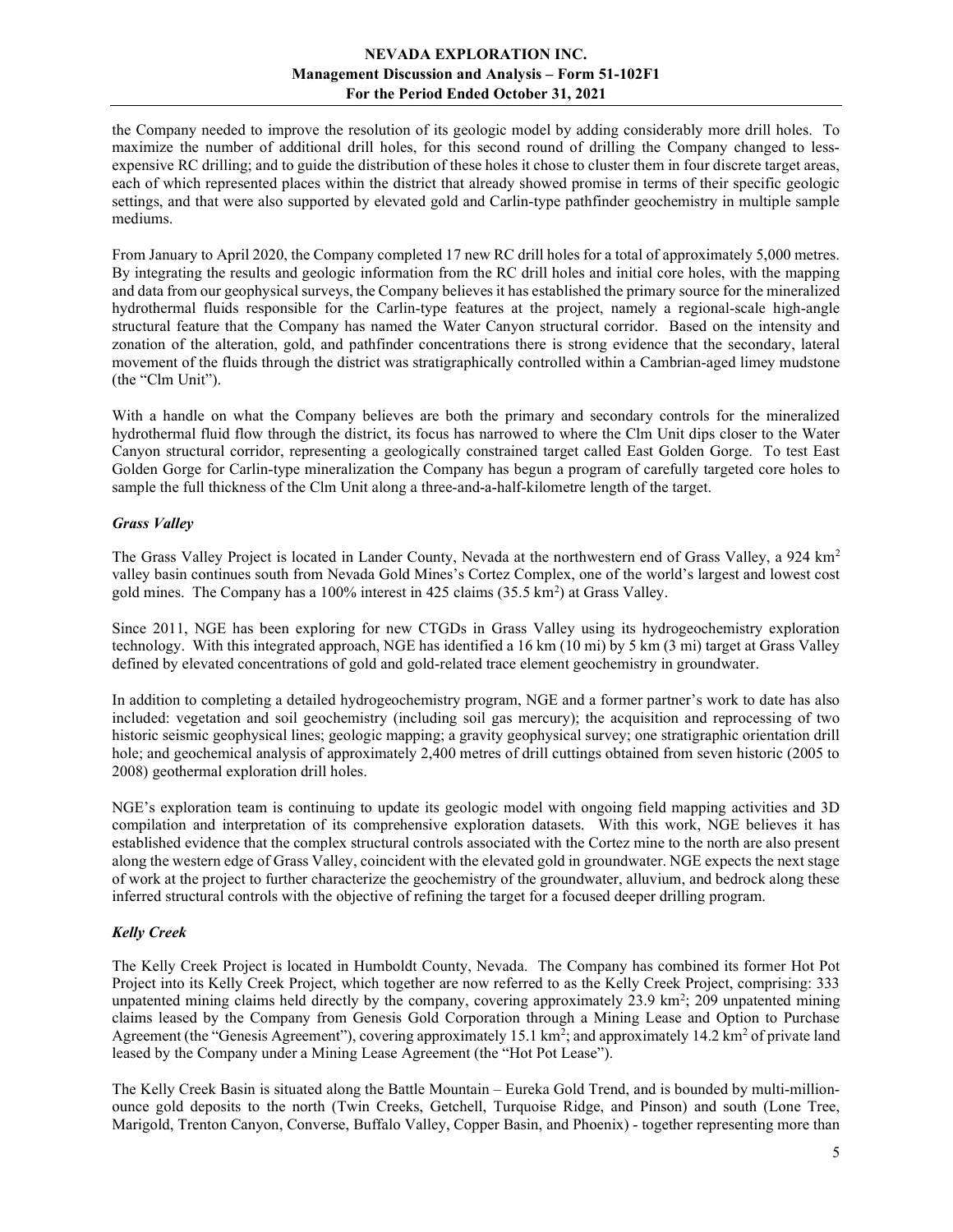the Company needed to improve the resolution of its geologic model by adding considerably more drill holes. To maximize the number of additional drill holes, for this second round of drilling the Company changed to less-expensive RC drilling; and to guide the distribution of these holes it chose to cluster them in four discrete target areas, each of which represented places within the district that already showed promise in terms of their specific geologic settings, and that were also supported by elevated gold and Carlin-type pathfinder geochemistry in multiple sample mediums.

From January to April 2020, the Company completed 17 new RC drill holes for a total of approximately 5,000 metres. By integrating the results and geologic information from the RC drill holes and initial core holes, with the mapping and data from our geophysical surveys, the Company believes it has established the primary source for the mineralized hydrothermal fluids responsible for the Carlin-type features at the project, namely a regional-scale high-angle structural feature that the Company has named the Water Canyon structural corridor. Based on the intensity and zonation of the alteration, gold, and pathfinder concentrations there is strong evidence that the secondary, lateral movement of the fluids through the district was stratigraphically controlled within a Cambrian-aged limey mudstone (the "Clm Unit").

With a handle on what the Company believes are both the primary and secondary controls for the mineralized hydrothermal fluid flow through the district, its focus has narrowed to where the Clm Unit dips closer to the Water Canyon structural corridor, representing a geologically constrained target called East Golden Gorge. To test East Golden Gorge for Carlin-type mineralization the Company has begun a program of carefully targeted core holes to sample the full thickness of the Clm Unit along a three-and-a-half-kilometre length of the target.

### *Grass Valley*

The Grass Valley Project is located in Lander County, Nevada at the northwestern end of Grass Valley, a 924 $km^2$ valley basin continues south from Nevada Gold Mines's Cortez Complex, one of the world's largest and lowest cost gold mines. The Company has a 100% interest in 425 claims (35.5 $km^2$) at Grass Valley.

Since 2011, NGE has been exploring for new CTGDs in Grass Valley using its hydrogeochemistry exploration technology. With this integrated approach, NGE has identified a 16 km (10 mi) by 5 km (3 mi) target at Grass Valley defined by elevated concentrations of gold and gold-related trace element geochemistry in groundwater.

In addition to completing a detailed hydrogeochemistry program, NGE and a former partner's work to date has also included: vegetation and soil geochemistry (including soil gas mercury); the acquisition and reprocessing of two historic seismic geophysical lines; geologic mapping; a gravity geophysical survey; one stratigraphic orientation drill hole; and geochemical analysis of approximately 2,400 metres of drill cuttings obtained from seven historic (2005 to 2008) geothermal exploration drill holes.

NGE's exploration team is continuing to update its geologic model with ongoing field mapping activities and 3D compilation and interpretation of its comprehensive exploration datasets. With this work, NGE believes it has established evidence that the complex structural controls associated with the Cortez mine to the north are also present along the western edge of Grass Valley, coincident with the elevated gold in groundwater. NGE expects the next stage of work at the project to further characterize the geochemistry of the groundwater, alluvium, and bedrock along these inferred structural controls with the objective of refining the target for a focused deeper drilling program.

### *Kelly Creek*

The Kelly Creek Project is located in Humboldt County, Nevada. The Company has combined its former Hot Pot Project into its Kelly Creek Project, which together are now referred to as the Kelly Creek Project, comprising: 333 unpatented mining claims held directly by the company, covering approximately 23.9 $km^2$; 209 unpatented mining claims leased by the Company from Genesis Gold Corporation through a Mining Lease and Option to Purchase Agreement (the "Genesis Agreement"), covering approximately 15.1 $km^2$; and approximately 14.2 $km^2$ of private land leased by the Company under a Mining Lease Agreement (the "Hot Pot Lease").

The Kelly Creek Basin is situated along the Battle Mountain – Eureka Gold Trend, and is bounded by multi-million-ounce gold deposits to the north (Twin Creeks, Getchell, Turquoise Ridge, and Pinson) and south (Lone Tree, Marigold, Trenton Canyon, Converse, Buffalo Valley, Copper Basin, and Phoenix) - together representing more than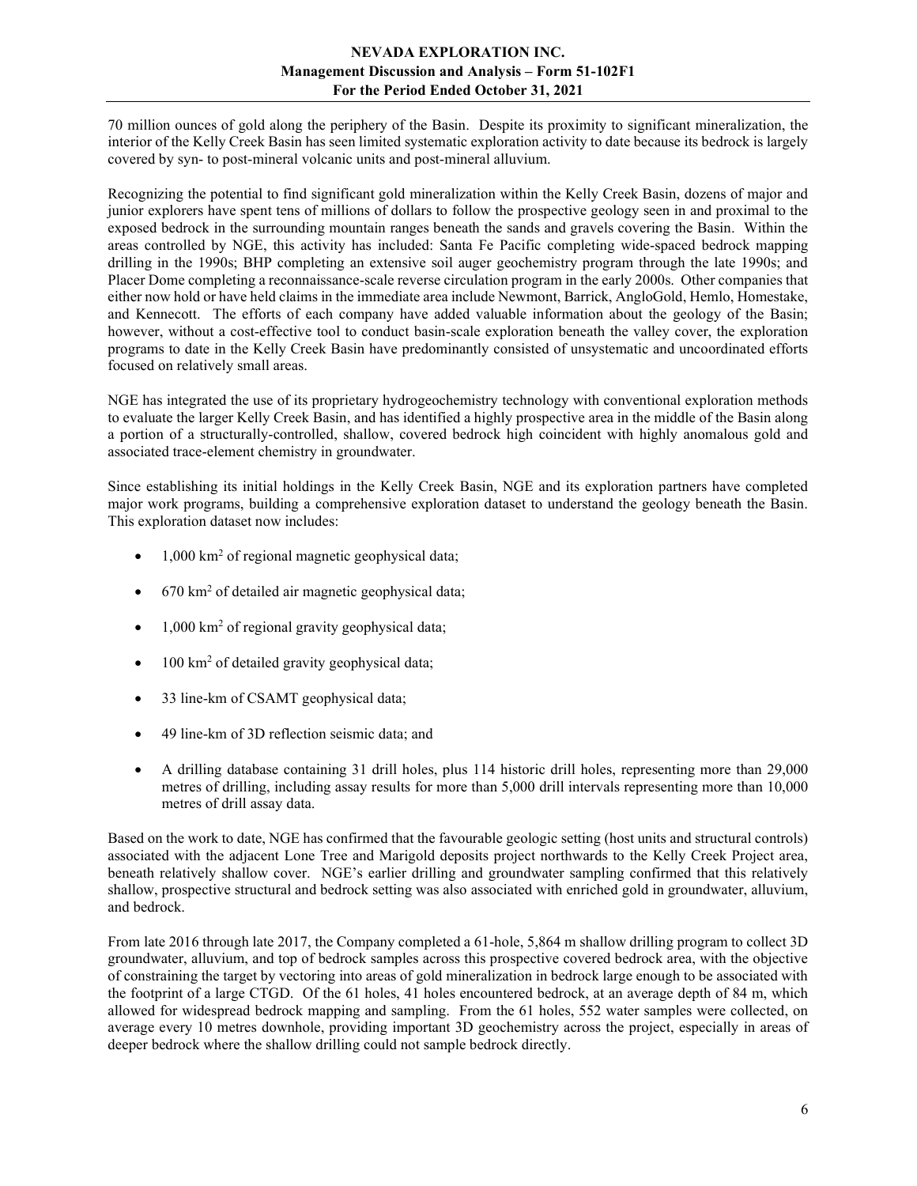70 million ounces of gold along the periphery of the Basin. Despite its proximity to significant mineralization, the interior of the Kelly Creek Basin has seen limited systematic exploration activity to date because its bedrock is largely covered by syn- to post-mineral volcanic units and post-mineral alluvium.

Recognizing the potential to find significant gold mineralization within the Kelly Creek Basin, dozens of major and junior explorers have spent tens of millions of dollars to follow the prospective geology seen in and proximal to the exposed bedrock in the surrounding mountain ranges beneath the sands and gravels covering the Basin. Within the areas controlled by NGE, this activity has included: Santa Fe Pacific completing wide-spaced bedrock mapping drilling in the 1990s; BHP completing an extensive soil auger geochemistry program through the late 1990s; and Placer Dome completing a reconnaissance-scale reverse circulation program in the early 2000s. Other companies that either now hold or have held claims in the immediate area include Newmont, Barrick, AngloGold, Hemlo, Homestake, and Kennecott. The efforts of each company have added valuable information about the geology of the Basin; however, without a cost-effective tool to conduct basin-scale exploration beneath the valley cover, the exploration programs to date in the Kelly Creek Basin have predominantly consisted of unsystematic and uncoordinated efforts focused on relatively small areas.

NGE has integrated the use of its proprietary hydrogeochemistry technology with conventional exploration methods to evaluate the larger Kelly Creek Basin, and has identified a highly prospective area in the middle of the Basin along a portion of a structurally-controlled, shallow, covered bedrock high coincident with highly anomalous gold and associated trace-element chemistry in groundwater.

Since establishing its initial holdings in the Kelly Creek Basin, NGE and its exploration partners have completed major work programs, building a comprehensive exploration dataset to understand the geology beneath the Basin. This exploration dataset now includes:

- 1,000 km$^2$ of regional magnetic geophysical data;
- 670 km$^2$ of detailed air magnetic geophysical data;
- 1,000 km$^2$ of regional gravity geophysical data;
- 100 km$^2$ of detailed gravity geophysical data;
- 33 line-km of CSAMT geophysical data;
- 49 line-km of 3D reflection seismic data; and
- A drilling database containing 31 drill holes, plus 114 historic drill holes, representing more than 29,000 metres of drilling, including assay results for more than 5,000 drill intervals representing more than 10,000 metres of drill assay data.

Based on the work to date, NGE has confirmed that the favourable geologic setting (host units and structural controls) associated with the adjacent Lone Tree and Marigold deposits project northwards to the Kelly Creek Project area, beneath relatively shallow cover. NGE's earlier drilling and groundwater sampling confirmed that this relatively shallow, prospective structural and bedrock setting was also associated with enriched gold in groundwater, alluvium, and bedrock.

From late 2016 through late 2017, the Company completed a 61-hole, 5,864 m shallow drilling program to collect 3D groundwater, alluvium, and top of bedrock samples across this prospective covered bedrock area, with the objective of constraining the target by vectoring into areas of gold mineralization in bedrock large enough to be associated with the footprint of a large CTGD. Of the 61 holes, 41 holes encountered bedrock, at an average depth of 84 m, which allowed for widespread bedrock mapping and sampling. From the 61 holes, 552 water samples were collected, on average every 10 metres downhole, providing important 3D geochemistry across the project, especially in areas of deeper bedrock where the shallow drilling could not sample bedrock directly.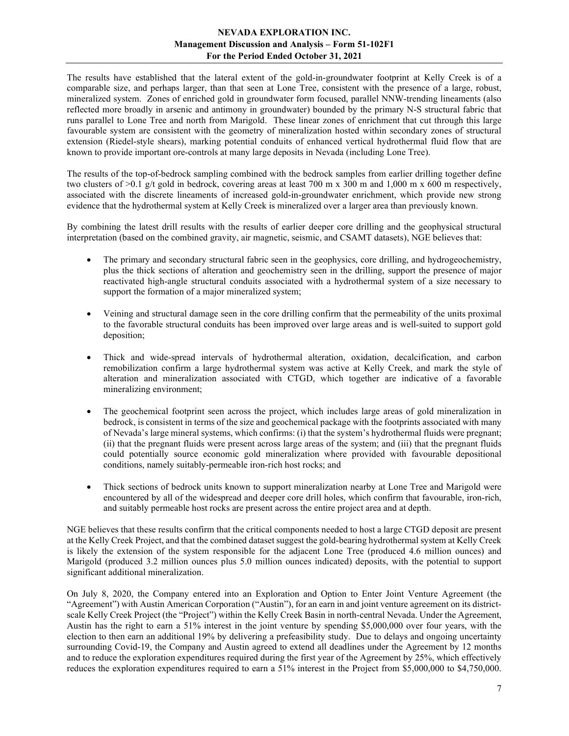The results have established that the lateral extent of the gold-in-groundwater footprint at Kelly Creek is of a comparable size, and perhaps larger, than that seen at Lone Tree, consistent with the presence of a large, robust, mineralized system. Zones of enriched gold in groundwater form focused, parallel NNW-trending lineaments (also reflected more broadly in arsenic and antimony in groundwater) bounded by the primary N-S structural fabric that runs parallel to Lone Tree and north from Marigold. These linear zones of enrichment that cut through this large favourable system are consistent with the geometry of mineralization hosted within secondary zones of structural extension (Riedel-style shears), marking potential conduits of enhanced vertical hydrothermal fluid flow that are known to provide important ore-controls at many large deposits in Nevada (including Lone Tree).

The results of the top-of-bedrock sampling combined with the bedrock samples from earlier drilling together define two clusters of >0.1 g/t gold in bedrock, covering areas at least 700 m x 300 m and 1,000 m x 600 m respectively, associated with the discrete lineaments of increased gold-in-groundwater enrichment, which provide new strong evidence that the hydrothermal system at Kelly Creek is mineralized over a larger area than previously known.

By combining the latest drill results with the results of earlier deeper core drilling and the geophysical structural interpretation (based on the combined gravity, air magnetic, seismic, and CSAMT datasets), NGE believes that:

- The primary and secondary structural fabric seen in the geophysics, core drilling, and hydrogeochemistry, plus the thick sections of alteration and geochemistry seen in the drilling, support the presence of major reactivated high-angle structural conduits associated with a hydrothermal system of a size necessary to support the formation of a major mineralized system;

- Veining and structural damage seen in the core drilling confirm that the permeability of the units proximal to the favorable structural conduits has been improved over large areas and is well-suited to support gold deposition;

- Thick and wide-spread intervals of hydrothermal alteration, oxidation, decalcification, and carbon remobilization confirm a large hydrothermal system was active at Kelly Creek, and mark the style of alteration and mineralization associated with CTGD, which together are indicative of a favorable mineralizing environment;

- The geochemical footprint seen across the project, which includes large areas of gold mineralization in bedrock, is consistent in terms of the size and geochemical package with the footprints associated with many of Nevada's large mineral systems, which confirms: (i) that the system's hydrothermal fluids were pregnant; (ii) that the pregnant fluids were present across large areas of the system; and (iii) that the pregnant fluids could potentially source economic gold mineralization where provided with favourable depositional conditions, namely suitably-permeable iron-rich host rocks; and

- Thick sections of bedrock units known to support mineralization nearby at Lone Tree and Marigold were encountered by all of the widespread and deeper core drill holes, which confirm that favourable, iron-rich, and suitably permeable host rocks are present across the entire project area and at depth.

NGE believes that these results confirm that the critical components needed to host a large CTGD deposit are present at the Kelly Creek Project, and that the combined dataset suggest the gold-bearing hydrothermal system at Kelly Creek is likely the extension of the system responsible for the adjacent Lone Tree (produced 4.6 million ounces) and Marigold (produced 3.2 million ounces plus 5.0 million ounces indicated) deposits, with the potential to support significant additional mineralization.

On July 8, 2020, the Company entered into an Exploration and Option to Enter Joint Venture Agreement (the "Agreement") with Austin American Corporation ("Austin"), for an earn in and joint venture agreement on its district-scale Kelly Creek Project (the "Project") within the Kelly Creek Basin in north-central Nevada. Under the Agreement, Austin has the right to earn a 51% interest in the joint venture by spending $5,000,000 over four years, with the election to then earn an additional 19% by delivering a prefeasibility study. Due to delays and ongoing uncertainty surrounding Covid-19, the Company and Austin agreed to extend all deadlines under the Agreement by 12 months and to reduce the exploration expenditures required during the first year of the Agreement by 25%, which effectively reduces the exploration expenditures required to earn a 51% interest in the Project from $5,000,000 to $4,750,000.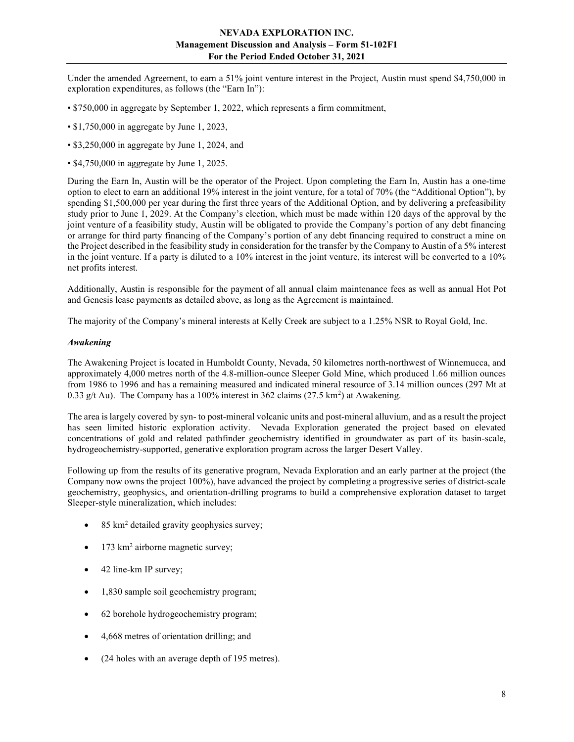Under the amended Agreement, to earn a 51% joint venture interest in the Project, Austin must spend $4,750,000 in exploration expenditures, as follows (the "Earn In"):

- $750,000 in aggregate by September 1, 2022, which represents a firm commitment,
- $1,750,000 in aggregate by June 1, 2023,
- $3,250,000 in aggregate by June 1, 2024, and
- $4,750,000 in aggregate by June 1, 2025.

During the Earn In, Austin will be the operator of the Project. Upon completing the Earn In, Austin has a one-time option to elect to earn an additional 19% interest in the joint venture, for a total of 70% (the "Additional Option"), by spending $1,500,000 per year during the first three years of the Additional Option, and by delivering a prefeasibility study prior to June 1, 2029. At the Company's election, which must be made within 120 days of the approval by the joint venture of a feasibility study, Austin will be obligated to provide the Company's portion of any debt financing or arrange for third party financing of the Company's portion of any debt financing required to construct a mine on the Project described in the feasibility study in consideration for the transfer by the Company to Austin of a 5% interest in the joint venture. If a party is diluted to a 10% interest in the joint venture, its interest will be converted to a 10% net profits interest.

Additionally, Austin is responsible for the payment of all annual claim maintenance fees as well as annual Hot Pot and Genesis lease payments as detailed above, as long as the Agreement is maintained.

The majority of the Company's mineral interests at Kelly Creek are subject to a 1.25% NSR to Royal Gold, Inc.

### *Awakening*

The Awakening Project is located in Humboldt County, Nevada, 50 kilometres north-northwest of Winnemucca, and approximately 4,000 metres north of the 4.8-million-ounce Sleeper Gold Mine, which produced 1.66 million ounces from 1986 to 1996 and has a remaining measured and indicated mineral resource of 3.14 million ounces (297 Mt at 0.33 g/t Au). The Company has a 100% interest in 362 claims (27.5 km$^2$) at Awakening.

The area is largely covered by syn- to post-mineral volcanic units and post-mineral alluvium, and as a result the project has seen limited historic exploration activity. Nevada Exploration generated the project based on elevated concentrations of gold and related pathfinder geochemistry identified in groundwater as part of its basin-scale, hydrogeochemistry-supported, generative exploration program across the larger Desert Valley.

Following up from the results of its generative program, Nevada Exploration and an early partner at the project (the Company now owns the project 100%), have advanced the project by completing a progressive series of district-scale geochemistry, geophysics, and orientation-drilling programs to build a comprehensive exploration dataset to target Sleeper-style mineralization, which includes:

- 85 km$^2$ detailed gravity geophysics survey;
- 173 km$^2$ airborne magnetic survey;
- 42 line-km IP survey;
- 1,830 sample soil geochemistry program;
- 62 borehole hydrogeochemistry program;
- 4,668 metres of orientation drilling; and
- (24 holes with an average depth of 195 metres).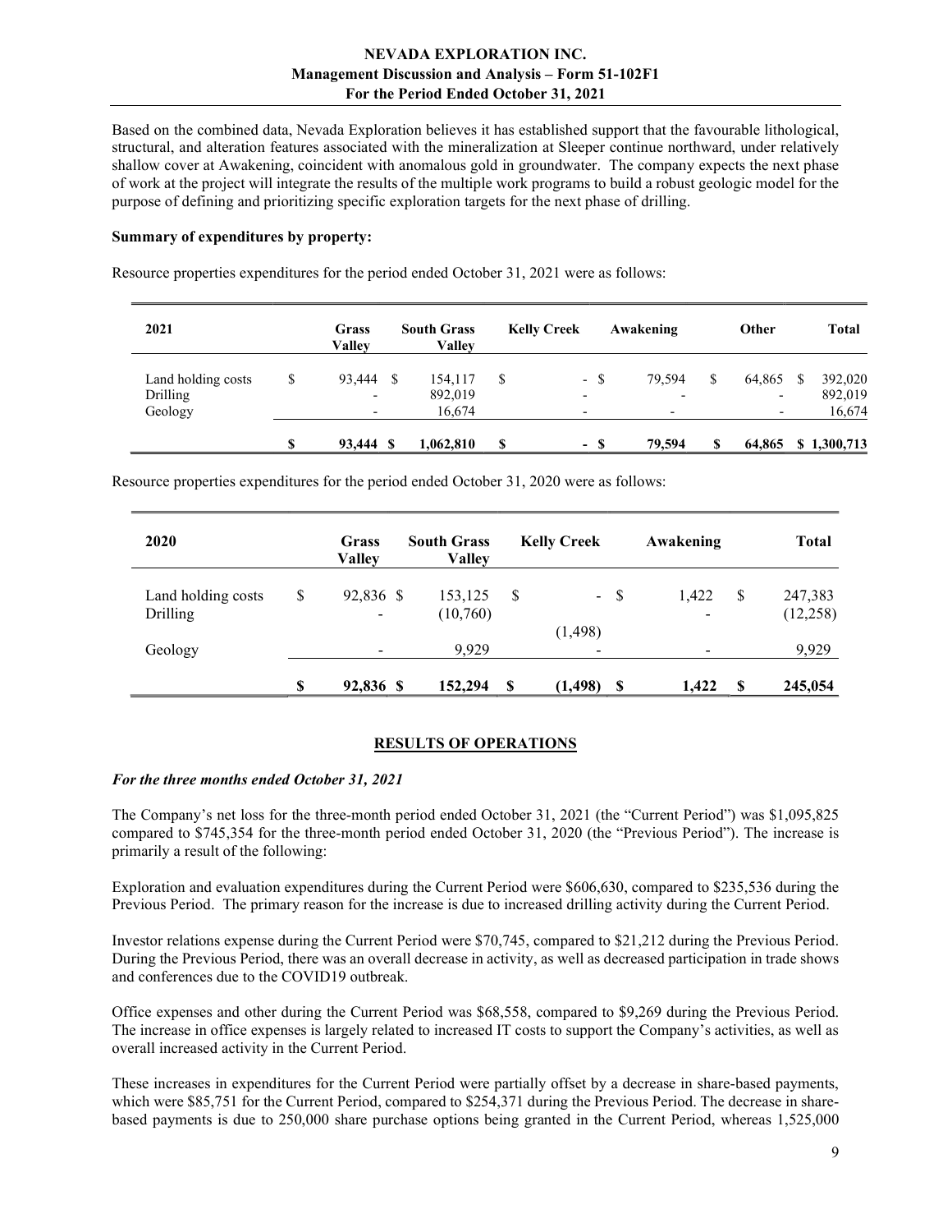Based on the combined data, Nevada Exploration believes it has established support that the favourable lithological, structural, and alteration features associated with the mineralization at Sleeper continue northward, under relatively shallow cover at Awakening, coincident with anomalous gold in groundwater. The company expects the next phase of work at the project will integrate the results of the multiple work programs to build a robust geologic model for the purpose of defining and prioritizing specific exploration targets for the next phase of drilling.

**Summary of expenditures by property:**

Resource properties expenditures for the period ended October 31, 2021 were as follows:

| 2021 | Grass Valley | South Grass Valley | Kelly Creek | Awakening | Other | Total |
|---|---|---|---|---|---|---|
| Land holding costs | $ 93,444 | $ 154,117 | $ - | $ 79,594 | $ 64,865 | $ 392,020 |
| Drilling | - | 892,019 | - | - | - | 892,019 |
| Geology | - | 16,674 | - | - | - | 16,674 |
| | **$ 93,444** | **$ 1,062,810** | **$ -** | **$ 79,594** | **$ 64,865** | **$ 1,300,713** |

Resource properties expenditures for the period ended October 31, 2020 were as follows:

| 2020 | Grass Valley | South Grass Valley | Kelly Creek | Awakening | Total |
|---|---|---|---|---|---|
| Land holding costs | $ 92,836 | $ 153,125 | $ - | $ 1,422 | $ 247,383 |
| Drilling | - | (10,760) | (1,498) | - | (12,258) |
| Geology | - | 9,929 | - | - | 9,929 |
| | **$ 92,836** | **$ 152,294** | **$ (1,498)** | **$ 1,422** | **$ 245,054** |

## RESULTS OF OPERATIONS

***For the three months ended October 31, 2021***

The Company's net loss for the three-month period ended October 31, 2021 (the "Current Period") was $1,095,825 compared to $745,354 for the three-month period ended October 31, 2020 (the "Previous Period"). The increase is primarily a result of the following:

Exploration and evaluation expenditures during the Current Period were $606,630, compared to $235,536 during the Previous Period. The primary reason for the increase is due to increased drilling activity during the Current Period.

Investor relations expense during the Current Period were $70,745, compared to $21,212 during the Previous Period. During the Previous Period, there was an overall decrease in activity, as well as decreased participation in trade shows and conferences due to the COVID19 outbreak.

Office expenses and other during the Current Period was $68,558, compared to $9,269 during the Previous Period. The increase in office expenses is largely related to increased IT costs to support the Company's activities, as well as overall increased activity in the Current Period.

These increases in expenditures for the Current Period were partially offset by a decrease in share-based payments, which were $85,751 for the Current Period, compared to $254,371 during the Previous Period. The decrease in share-based payments is due to 250,000 share purchase options being granted in the Current Period, whereas 1,525,000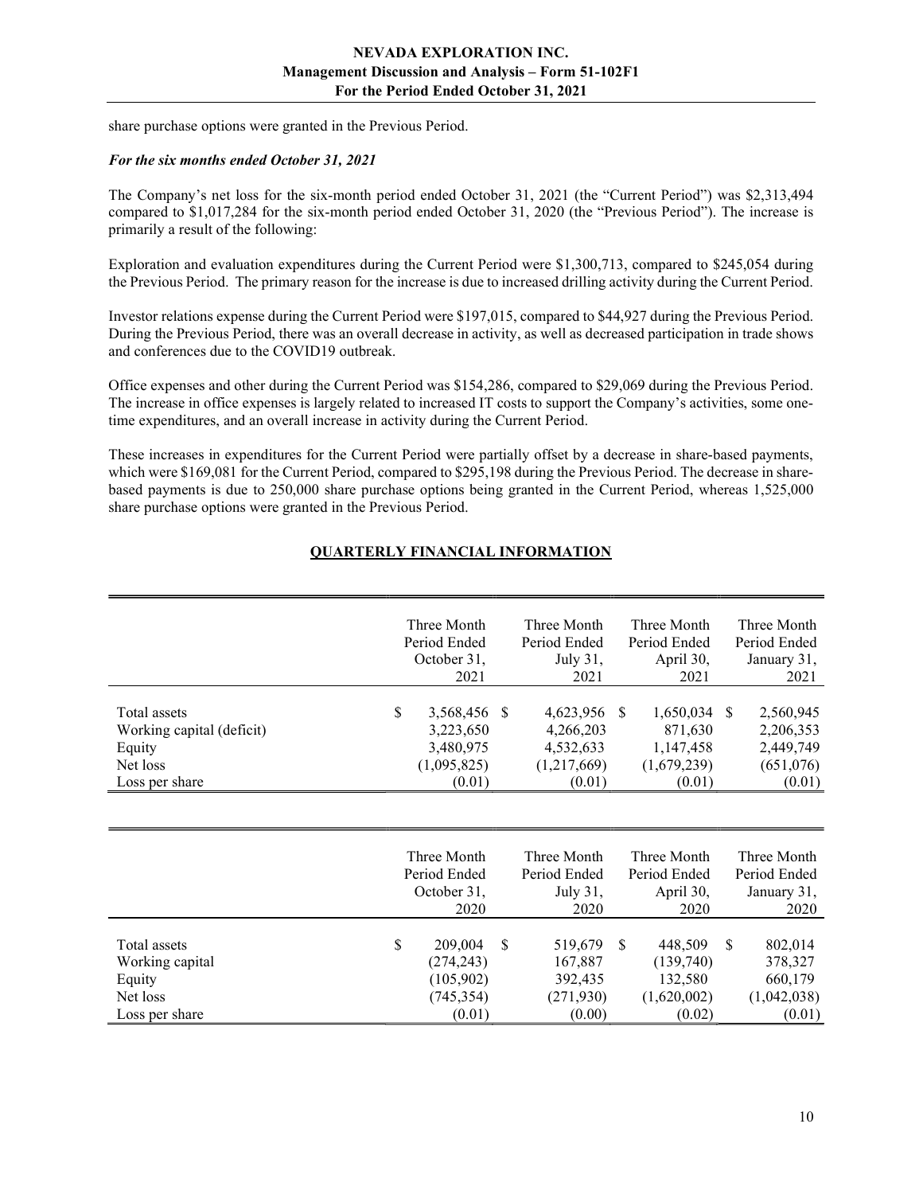share purchase options were granted in the Previous Period.

***For the six months ended October 31, 2021***

The Company's net loss for the six-month period ended October 31, 2021 (the "Current Period") was $2,313,494 compared to $1,017,284 for the six-month period ended October 31, 2020 (the "Previous Period"). The increase is primarily a result of the following:

Exploration and evaluation expenditures during the Current Period were $1,300,713, compared to $245,054 during the Previous Period. The primary reason for the increase is due to increased drilling activity during the Current Period.

Investor relations expense during the Current Period were $197,015, compared to $44,927 during the Previous Period. During the Previous Period, there was an overall decrease in activity, as well as decreased participation in trade shows and conferences due to the COVID19 outbreak.

Office expenses and other during the Current Period was $154,286, compared to $29,069 during the Previous Period. The increase in office expenses is largely related to increased IT costs to support the Company's activities, some one-time expenditures, and an overall increase in activity during the Current Period.

These increases in expenditures for the Current Period were partially offset by a decrease in share-based payments, which were $169,081 for the Current Period, compared to $295,198 during the Previous Period. The decrease in share-based payments is due to 250,000 share purchase options being granted in the Current Period, whereas 1,525,000 share purchase options were granted in the Previous Period.

## QUARTERLY FINANCIAL INFORMATION

| | Three Month Period Ended October 31, 2021 | Three Month Period Ended July 31, 2021 | Three Month Period Ended April 30, 2021 | Three Month Period Ended January 31, 2021 |
|---|---|---|---|---|
| Total assets | $ 3,568,456 | $ 4,623,956 | $ 1,650,034 | $ 2,560,945 |
| Working capital (deficit) | 3,223,650 | 4,266,203 | 871,630 | 2,206,353 |
| Equity | 3,480,975 | 4,532,633 | 1,147,458 | 2,449,749 |
| Net loss | (1,095,825) | (1,217,669) | (1,679,239) | (651,076) |
| Loss per share | (0.01) | (0.01) | (0.01) | (0.01) |

| | Three Month Period Ended October 31, 2020 | Three Month Period Ended July 31, 2020 | Three Month Period Ended April 30, 2020 | Three Month Period Ended January 31, 2020 |
|---|---|---|---|---|
| Total assets | $ 209,004 | $ 519,679 | $ 448,509 | $ 802,014 |
| Working capital | (274,243) | 167,887 | (139,740) | 378,327 |
| Equity | (105,902) | 392,435 | 132,580 | 660,179 |
| Net loss | (745,354) | (271,930) | (1,620,002) | (1,042,038) |
| Loss per share | (0.01) | (0.00) | (0.02) | (0.01) |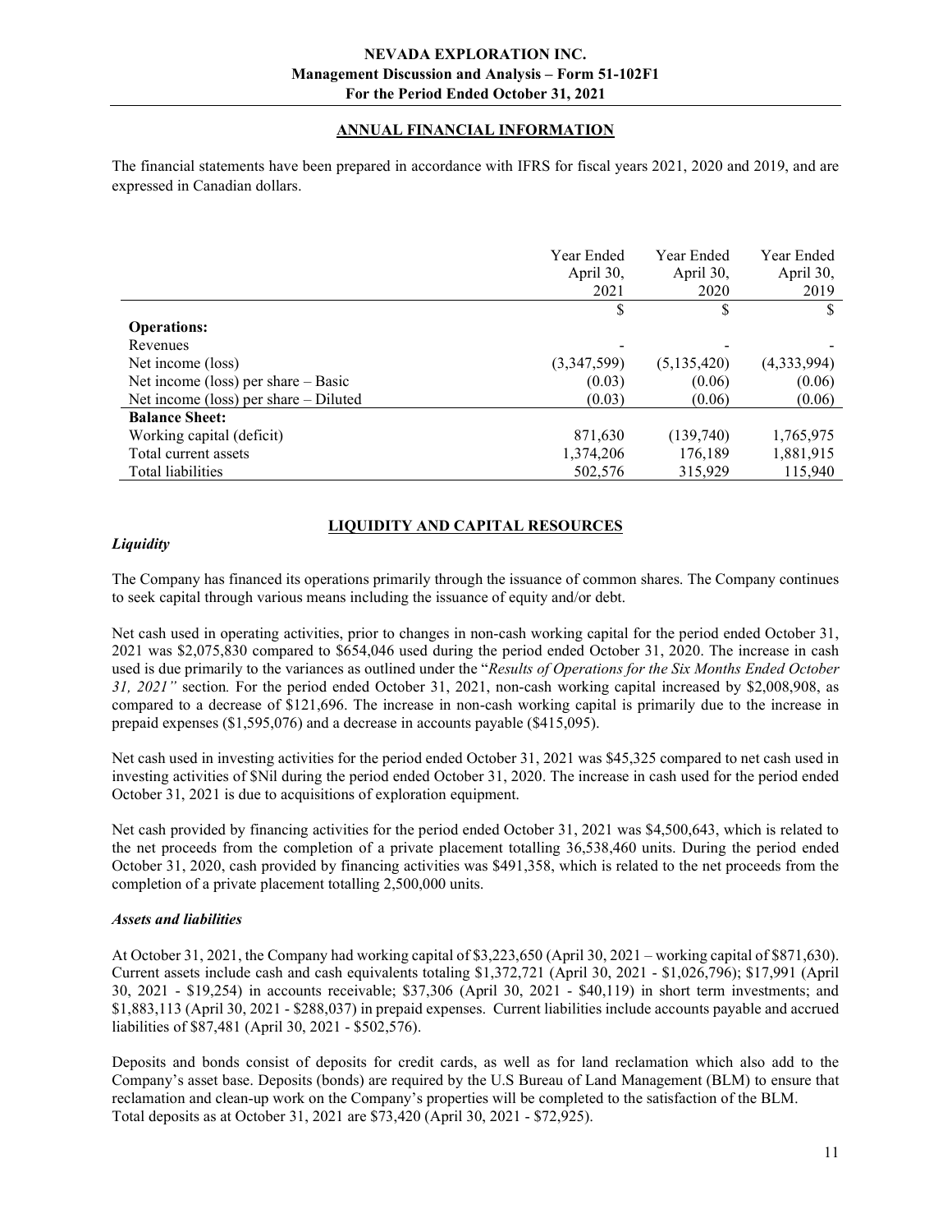## ANNUAL FINANCIAL INFORMATION

The financial statements have been prepared in accordance with IFRS for fiscal years 2021, 2020 and 2019, and are expressed in Canadian dollars.

| | Year Ended April 30, 2021 | Year Ended April 30, 2020 | Year Ended April 30, 2019 |
|---|---|---|---|
| | $ | $ | $ |
| **Operations:** | | | |
| Revenues | - | - | - |
| Net income (loss) | (3,347,599) | (5,135,420) | (4,333,994) |
| Net income (loss) per share – Basic | (0.03) | (0.06) | (0.06) |
| Net income (loss) per share – Diluted | (0.03) | (0.06) | (0.06) |
| **Balance Sheet:** | | | |
| Working capital (deficit) | 871,630 | (139,740) | 1,765,975 |
| Total current assets | 1,374,206 | 176,189 | 1,881,915 |
| Total liabilities | 502,576 | 315,929 | 115,940 |

## LIQUIDITY AND CAPITAL RESOURCES

### *Liquidity*

The Company has financed its operations primarily through the issuance of common shares. The Company continues to seek capital through various means including the issuance of equity and/or debt.

Net cash used in operating activities, prior to changes in non-cash working capital for the period ended October 31, 2021 was $2,075,830 compared to $654,046 used during the period ended October 31, 2020. The increase in cash used is due primarily to the variances as outlined under the "*Results of Operations for the Six Months Ended October 31, 2021"* section*.* For the period ended October 31, 2021, non-cash working capital increased by $2,008,908, as compared to a decrease of $121,696. The increase in non-cash working capital is primarily due to the increase in prepaid expenses ($1,595,076) and a decrease in accounts payable ($415,095).

Net cash used in investing activities for the period ended October 31, 2021 was $45,325 compared to net cash used in investing activities of $Nil during the period ended October 31, 2020. The increase in cash used for the period ended October 31, 2021 is due to acquisitions of exploration equipment.

Net cash provided by financing activities for the period ended October 31, 2021 was $4,500,643, which is related to the net proceeds from the completion of a private placement totalling 36,538,460 units. During the period ended October 31, 2020, cash provided by financing activities was $491,358, which is related to the net proceeds from the completion of a private placement totalling 2,500,000 units.

### *Assets and liabilities*

At October 31, 2021, the Company had working capital of $3,223,650 (April 30, 2021 – working capital of $871,630). Current assets include cash and cash equivalents totaling $1,372,721 (April 30, 2021 - $1,026,796); $17,991 (April 30, 2021 - $19,254) in accounts receivable; $37,306 (April 30, 2021 - $40,119) in short term investments; and $1,883,113 (April 30, 2021 - $288,037) in prepaid expenses. Current liabilities include accounts payable and accrued liabilities of $87,481 (April 30, 2021 - $502,576).

Deposits and bonds consist of deposits for credit cards, as well as for land reclamation which also add to the Company's asset base. Deposits (bonds) are required by the U.S Bureau of Land Management (BLM) to ensure that reclamation and clean-up work on the Company's properties will be completed to the satisfaction of the BLM. Total deposits as at October 31, 2021 are $73,420 (April 30, 2021 - $72,925).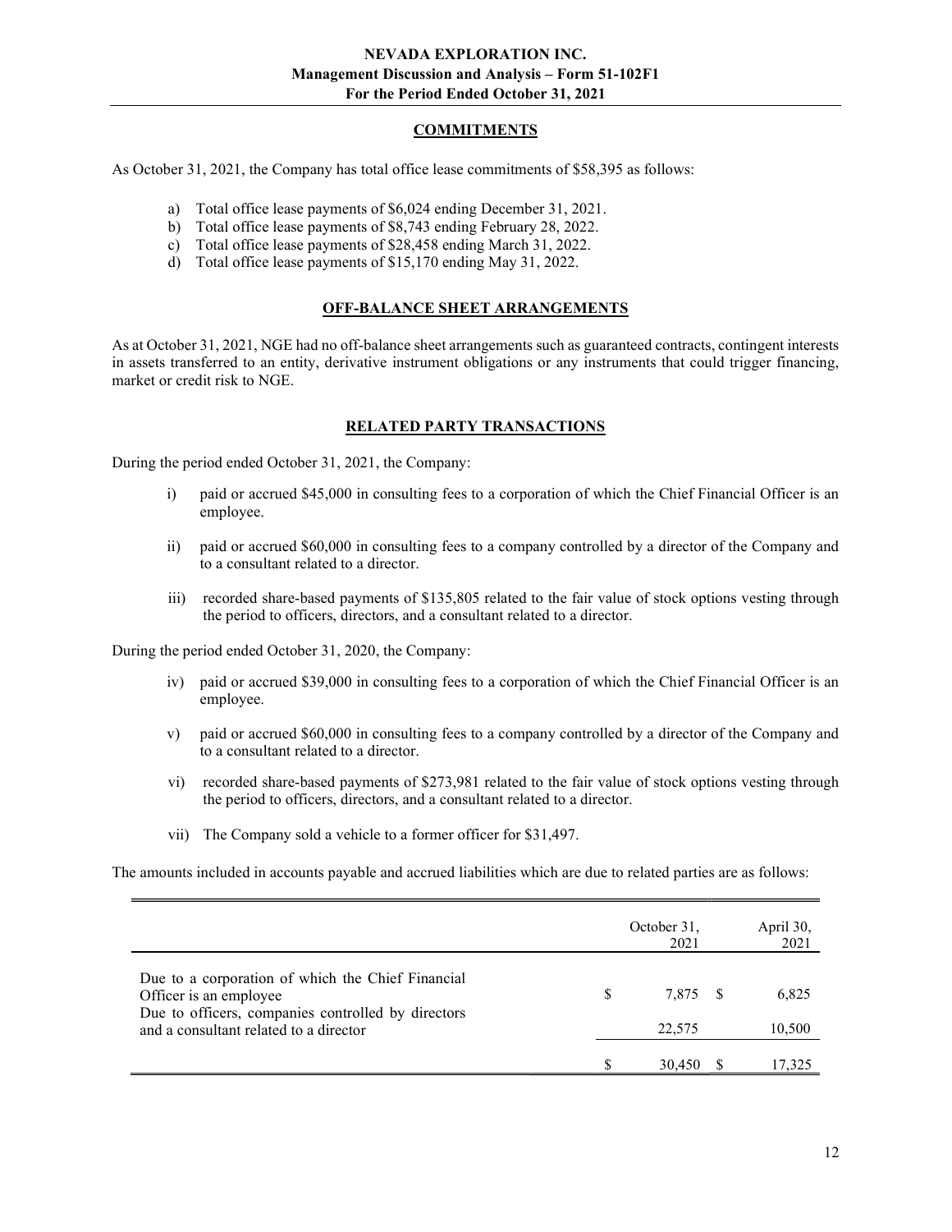## COMMITMENTS

As October 31, 2021, the Company has total office lease commitments of $58,395 as follows:

a) Total office lease payments of $6,024 ending December 31, 2021.
b) Total office lease payments of $8,743 ending February 28, 2022.
c) Total office lease payments of $28,458 ending March 31, 2022.
d) Total office lease payments of $15,170 ending May 31, 2022.

## OFF-BALANCE SHEET ARRANGEMENTS

As at October 31, 2021, NGE had no off-balance sheet arrangements such as guaranteed contracts, contingent interests in assets transferred to an entity, derivative instrument obligations or any instruments that could trigger financing, market or credit risk to NGE.

## RELATED PARTY TRANSACTIONS

During the period ended October 31, 2021, the Company:

i) paid or accrued $45,000 in consulting fees to a corporation of which the Chief Financial Officer is an employee.

ii) paid or accrued $60,000 in consulting fees to a company controlled by a director of the Company and to a consultant related to a director.

iii) recorded share-based payments of $135,805 related to the fair value of stock options vesting through the period to officers, directors, and a consultant related to a director.

During the period ended October 31, 2020, the Company:

iv) paid or accrued $39,000 in consulting fees to a corporation of which the Chief Financial Officer is an employee.

v) paid or accrued $60,000 in consulting fees to a company controlled by a director of the Company and to a consultant related to a director.

vi) recorded share-based payments of $273,981 related to the fair value of stock options vesting through the period to officers, directors, and a consultant related to a director.

vii) The Company sold a vehicle to a former officer for $31,497.

The amounts included in accounts payable and accrued liabilities which are due to related parties are as follows:

| | October 31, 2021 | April 30, 2021 |
|---|---|---|
| Due to a corporation of which the Chief Financial Officer is an employee | $ 7,875 | $ 6,825 |
| Due to officers, companies controlled by directors and a consultant related to a director | 22,575 | 10,500 |
| | $ 30,450 | $ 17,325 |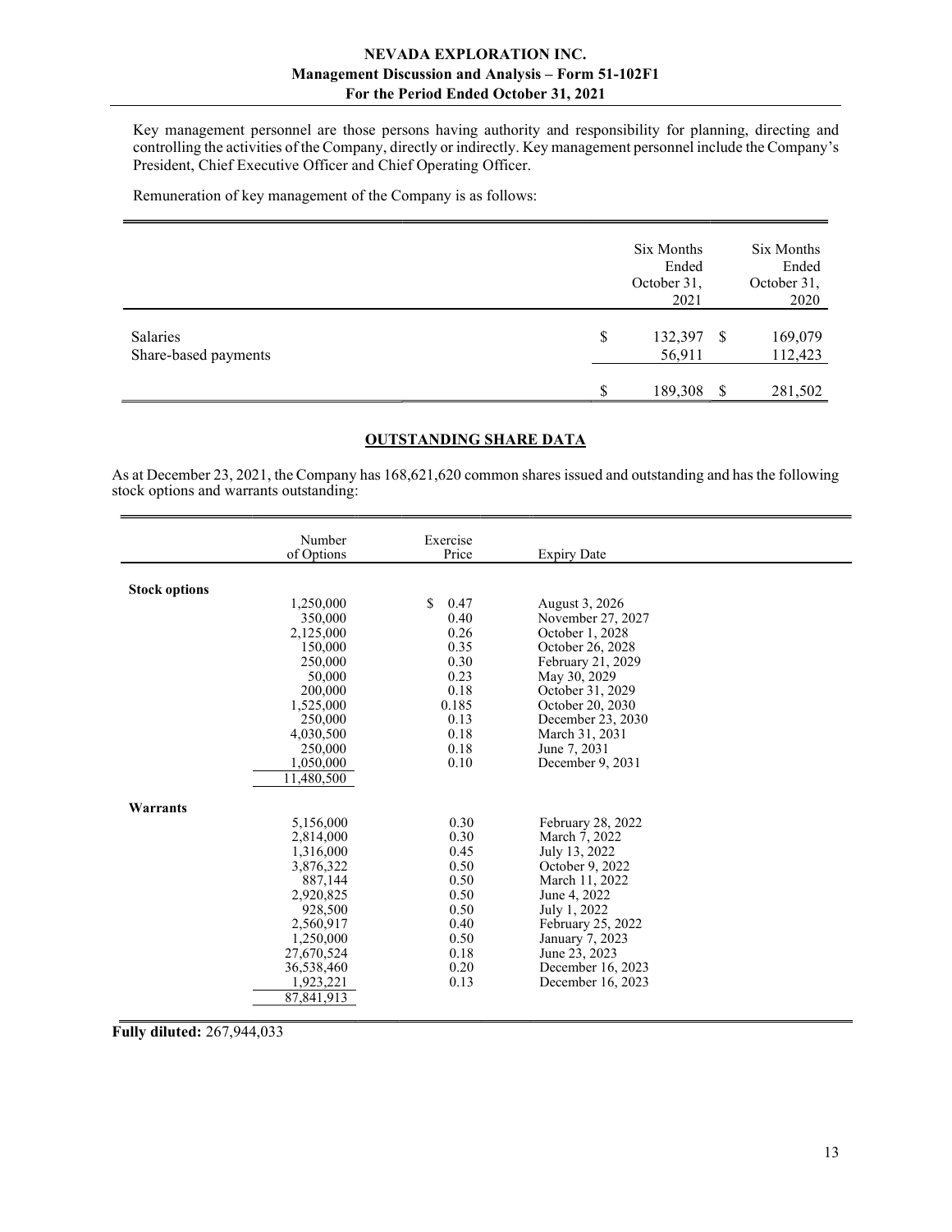Key management personnel are those persons having authority and responsibility for planning, directing and controlling the activities of the Company, directly or indirectly. Key management personnel include the Company's President, Chief Executive Officer and Chief Operating Officer.

Remuneration of key management of the Company is as follows:

| | Six Months Ended October 31, 2021 | Six Months Ended October 31, 2020 |
|---|---|---|
| Salaries | $ 132,397 | $ 169,079 |
| Share-based payments | 56,911 | 112,423 |
| | $ 189,308 | $ 281,502 |

## OUTSTANDING SHARE DATA

As at December 23, 2021, the Company has 168,621,620 common shares issued and outstanding and has the following stock options and warrants outstanding:

| | Number of Options | Exercise Price | Expiry Date |
|---|---|---|---|
| **Stock options** | | | |
| | 1,250,000 | $ 0.47 | August 3, 2026 |
| | 350,000 | 0.40 | November 27, 2027 |
| | 2,125,000 | 0.26 | October 1, 2028 |
| | 150,000 | 0.35 | October 26, 2028 |
| | 250,000 | 0.30 | February 21, 2029 |
| | 50,000 | 0.23 | May 30, 2029 |
| | 200,000 | 0.18 | October 31, 2029 |
| | 1,525,000 | 0.185 | October 20, 2030 |
| | 250,000 | 0.13 | December 23, 2030 |
| | 4,030,500 | 0.18 | March 31, 2031 |
| | 250,000 | 0.18 | June 7, 2031 |
| | 1,050,000 | 0.10 | December 9, 2031 |
| | 11,480,500 | | |
| **Warrants** | | | |
| | 5,156,000 | 0.30 | February 28, 2022 |
| | 2,814,000 | 0.30 | March 7, 2022 |
| | 1,316,000 | 0.45 | July 13, 2022 |
| | 3,876,322 | 0.50 | October 9, 2022 |
| | 887,144 | 0.50 | March 11, 2022 |
| | 2,920,825 | 0.50 | June 4, 2022 |
| | 928,500 | 0.50 | July 1, 2022 |
| | 2,560,917 | 0.40 | February 25, 2022 |
| | 1,250,000 | 0.50 | January 7, 2023 |
| | 27,670,524 | 0.18 | June 23, 2023 |
| | 36,538,460 | 0.20 | December 16, 2023 |
| | 1,923,221 | 0.13 | December 16, 2023 |
| | 87,841,913 | | |

**Fully diluted:** 267,944,033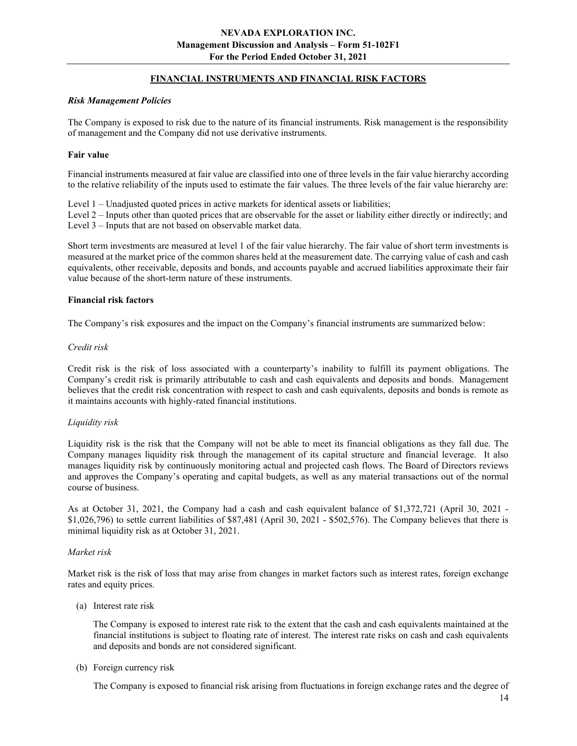## FINANCIAL INSTRUMENTS AND FINANCIAL RISK FACTORS

***Risk Management Policies***

The Company is exposed to risk due to the nature of its financial instruments. Risk management is the responsibility of management and the Company did not use derivative instruments.

**Fair value**

Financial instruments measured at fair value are classified into one of three levels in the fair value hierarchy according to the relative reliability of the inputs used to estimate the fair values. The three levels of the fair value hierarchy are:

Level 1 – Unadjusted quoted prices in active markets for identical assets or liabilities;
Level 2 – Inputs other than quoted prices that are observable for the asset or liability either directly or indirectly; and
Level 3 – Inputs that are not based on observable market data.

Short term investments are measured at level 1 of the fair value hierarchy. The fair value of short term investments is measured at the market price of the common shares held at the measurement date. The carrying value of cash and cash equivalents, other receivable, deposits and bonds, and accounts payable and accrued liabilities approximate their fair value because of the short-term nature of these instruments.

**Financial risk factors**

The Company's risk exposures and the impact on the Company's financial instruments are summarized below:

*Credit risk*

Credit risk is the risk of loss associated with a counterparty's inability to fulfill its payment obligations. The Company's credit risk is primarily attributable to cash and cash equivalents and deposits and bonds. Management believes that the credit risk concentration with respect to cash and cash equivalents, deposits and bonds is remote as it maintains accounts with highly-rated financial institutions.

*Liquidity risk*

Liquidity risk is the risk that the Company will not be able to meet its financial obligations as they fall due. The Company manages liquidity risk through the management of its capital structure and financial leverage. It also manages liquidity risk by continuously monitoring actual and projected cash flows. The Board of Directors reviews and approves the Company's operating and capital budgets, as well as any material transactions out of the normal course of business.

As at October 31, 2021, the Company had a cash and cash equivalent balance of $1,372,721 (April 30, 2021 - $1,026,796) to settle current liabilities of $87,481 (April 30, 2021 - $502,576). The Company believes that there is minimal liquidity risk as at October 31, 2021.

*Market risk*

Market risk is the risk of loss that may arise from changes in market factors such as interest rates, foreign exchange rates and equity prices.

(a) Interest rate risk

The Company is exposed to interest rate risk to the extent that the cash and cash equivalents maintained at the financial institutions is subject to floating rate of interest. The interest rate risks on cash and cash equivalents and deposits and bonds are not considered significant.

(b) Foreign currency risk

The Company is exposed to financial risk arising from fluctuations in foreign exchange rates and the degree of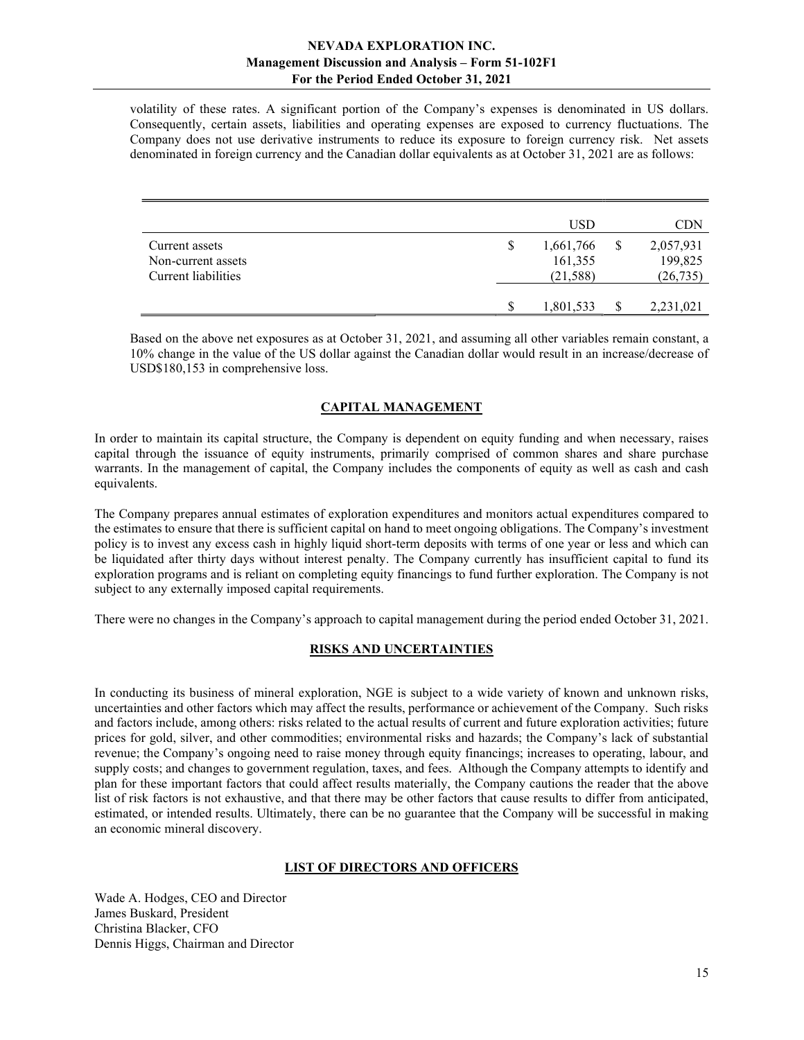volatility of these rates. A significant portion of the Company's expenses is denominated in US dollars. Consequently, certain assets, liabilities and operating expenses are exposed to currency fluctuations. The Company does not use derivative instruments to reduce its exposure to foreign currency risk. Net assets denominated in foreign currency and the Canadian dollar equivalents as at October 31, 2021 are as follows:

| | USD | CDN |
|---|---|---|
| Current assets | $ 1,661,766 | $ 2,057,931 |
| Non-current assets | 161,355 | 199,825 |
| Current liabilities | (21,588) | (26,735) |
| | $ 1,801,533 | $ 2,231,021 |

Based on the above net exposures as at October 31, 2021, and assuming all other variables remain constant, a 10% change in the value of the US dollar against the Canadian dollar would result in an increase/decrease of USD$180,153 in comprehensive loss.

## CAPITAL MANAGEMENT

In order to maintain its capital structure, the Company is dependent on equity funding and when necessary, raises capital through the issuance of equity instruments, primarily comprised of common shares and share purchase warrants. In the management of capital, the Company includes the components of equity as well as cash and cash equivalents.

The Company prepares annual estimates of exploration expenditures and monitors actual expenditures compared to the estimates to ensure that there is sufficient capital on hand to meet ongoing obligations. The Company's investment policy is to invest any excess cash in highly liquid short-term deposits with terms of one year or less and which can be liquidated after thirty days without interest penalty. The Company currently has insufficient capital to fund its exploration programs and is reliant on completing equity financings to fund further exploration. The Company is not subject to any externally imposed capital requirements.

There were no changes in the Company's approach to capital management during the period ended October 31, 2021.

## RISKS AND UNCERTAINTIES

In conducting its business of mineral exploration, NGE is subject to a wide variety of known and unknown risks, uncertainties and other factors which may affect the results, performance or achievement of the Company. Such risks and factors include, among others: risks related to the actual results of current and future exploration activities; future prices for gold, silver, and other commodities; environmental risks and hazards; the Company's lack of substantial revenue; the Company's ongoing need to raise money through equity financings; increases to operating, labour, and supply costs; and changes to government regulation, taxes, and fees. Although the Company attempts to identify and plan for these important factors that could affect results materially, the Company cautions the reader that the above list of risk factors is not exhaustive, and that there may be other factors that cause results to differ from anticipated, estimated, or intended results. Ultimately, there can be no guarantee that the Company will be successful in making an economic mineral discovery.

## LIST OF DIRECTORS AND OFFICERS

Wade A. Hodges, CEO and Director
James Buskard, President
Christina Blacker, CFO
Dennis Higgs, Chairman and Director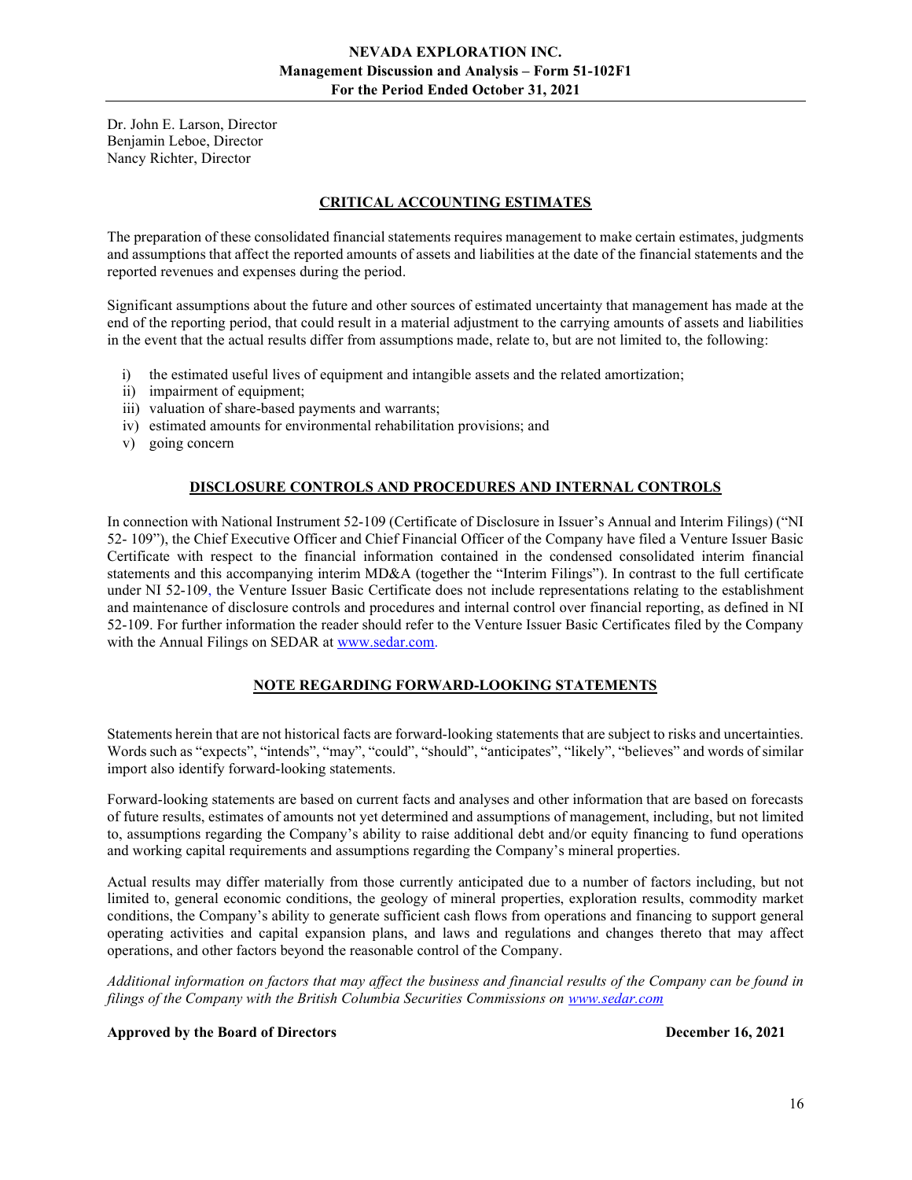Dr. John E. Larson, Director
Benjamin Leboe, Director
Nancy Richter, Director

## CRITICAL ACCOUNTING ESTIMATES

The preparation of these consolidated financial statements requires management to make certain estimates, judgments and assumptions that affect the reported amounts of assets and liabilities at the date of the financial statements and the reported revenues and expenses during the period.

Significant assumptions about the future and other sources of estimated uncertainty that management has made at the end of the reporting period, that could result in a material adjustment to the carrying amounts of assets and liabilities in the event that the actual results differ from assumptions made, relate to, but are not limited to, the following:

i) the estimated useful lives of equipment and intangible assets and the related amortization;
ii) impairment of equipment;
iii) valuation of share-based payments and warrants;
iv) estimated amounts for environmental rehabilitation provisions; and
v) going concern

## DISCLOSURE CONTROLS AND PROCEDURES AND INTERNAL CONTROLS

In connection with National Instrument 52-109 (Certificate of Disclosure in Issuer's Annual and Interim Filings) ("NI 52- 109"), the Chief Executive Officer and Chief Financial Officer of the Company have filed a Venture Issuer Basic Certificate with respect to the financial information contained in the condensed consolidated interim financial statements and this accompanying interim MD&A (together the "Interim Filings"). In contrast to the full certificate under NI 52-109, the Venture Issuer Basic Certificate does not include representations relating to the establishment and maintenance of disclosure controls and procedures and internal control over financial reporting, as defined in NI 52-109. For further information the reader should refer to the Venture Issuer Basic Certificates filed by the Company with the Annual Filings on SEDAR at www.sedar.com.

## NOTE REGARDING FORWARD-LOOKING STATEMENTS

Statements herein that are not historical facts are forward-looking statements that are subject to risks and uncertainties. Words such as "expects", "intends", "may", "could", "should", "anticipates", "likely", "believes" and words of similar import also identify forward-looking statements.

Forward-looking statements are based on current facts and analyses and other information that are based on forecasts of future results, estimates of amounts not yet determined and assumptions of management, including, but not limited to, assumptions regarding the Company's ability to raise additional debt and/or equity financing to fund operations and working capital requirements and assumptions regarding the Company's mineral properties.

Actual results may differ materially from those currently anticipated due to a number of factors including, but not limited to, general economic conditions, the geology of mineral properties, exploration results, commodity market conditions, the Company's ability to generate sufficient cash flows from operations and financing to support general operating activities and capital expansion plans, and laws and regulations and changes thereto that may affect operations, and other factors beyond the reasonable control of the Company.

*Additional information on factors that may affect the business and financial results of the Company can be found in filings of the Company with the British Columbia Securities Commissions on www.sedar.com*

**Approved by the Board of Directors** **December 16, 2021**